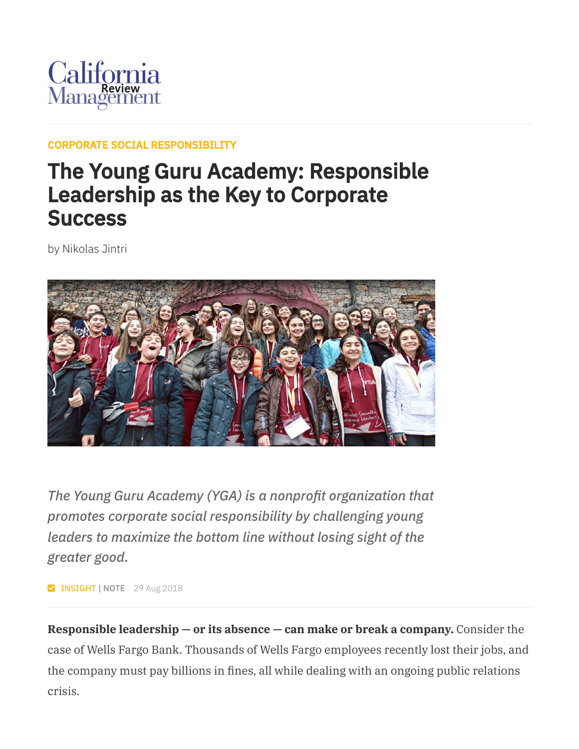California Management Review

CORPORATE SOCIAL RESPONSIBILITY

# The Young Guru Academy: Responsible Leadership as the Key to Corporate Success

by Nikolas Jintri

*The Young Guru Academy (YGA) is a nonprofit organization that promotes corporate social responsibility by challenging young leaders to maximize the bottom line without losing sight of the greater good.*

INSIGHT | NOTE 29 Aug 2018

**Responsible leadership — or its absence — can make or break a company.** Consider the case of Wells Fargo Bank. Thousands of Wells Fargo employees recently lost their jobs, and the company must pay billions in fines, all while dealing with an ongoing public relations crisis.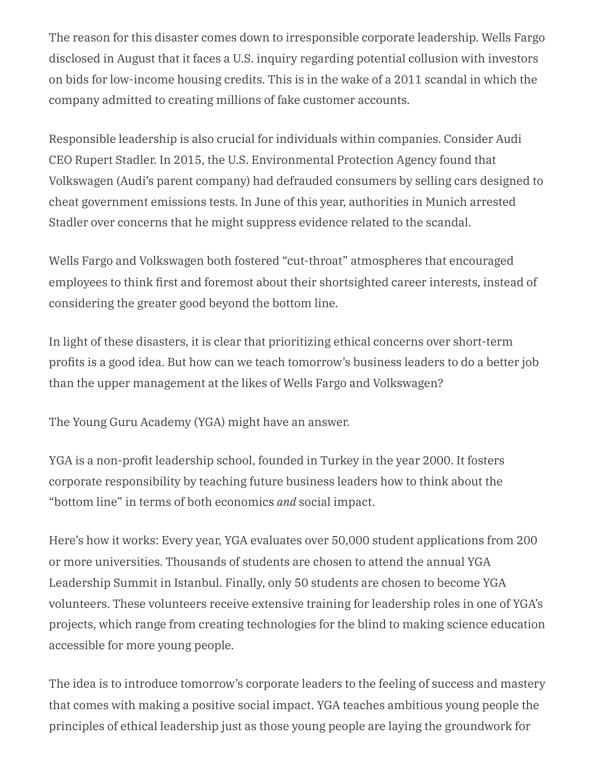The reason for this disaster comes down to irresponsible corporate leadership. Wells Fargo disclosed in August that it faces a U.S. inquiry regarding potential collusion with investors on bids for low-income housing credits. This is in the wake of a 2011 scandal in which the company admitted to creating millions of fake customer accounts.

Responsible leadership is also crucial for individuals within companies. Consider Audi CEO Rupert Stadler. In 2015, the U.S. Environmental Protection Agency found that Volkswagen (Audi's parent company) had defrauded consumers by selling cars designed to cheat government emissions tests. In June of this year, authorities in Munich arrested Stadler over concerns that he might suppress evidence related to the scandal.

Wells Fargo and Volkswagen both fostered "cut-throat" atmospheres that encouraged employees to think first and foremost about their shortsighted career interests, instead of considering the greater good beyond the bottom line.

In light of these disasters, it is clear that prioritizing ethical concerns over short-term profits is a good idea. But how can we teach tomorrow's business leaders to do a better job than the upper management at the likes of Wells Fargo and Volkswagen?

The Young Guru Academy (YGA) might have an answer.

YGA is a non-profit leadership school, founded in Turkey in the year 2000. It fosters corporate responsibility by teaching future business leaders how to think about the "bottom line" in terms of both economics *and* social impact.

Here's how it works: Every year, YGA evaluates over 50,000 student applications from 200 or more universities. Thousands of students are chosen to attend the annual YGA Leadership Summit in Istanbul. Finally, only 50 students are chosen to become YGA volunteers. These volunteers receive extensive training for leadership roles in one of YGA's projects, which range from creating technologies for the blind to making science education accessible for more young people.

The idea is to introduce tomorrow's corporate leaders to the feeling of success and mastery that comes with making a positive social impact. YGA teaches ambitious young people the principles of ethical leadership just as those young people are laying the groundwork for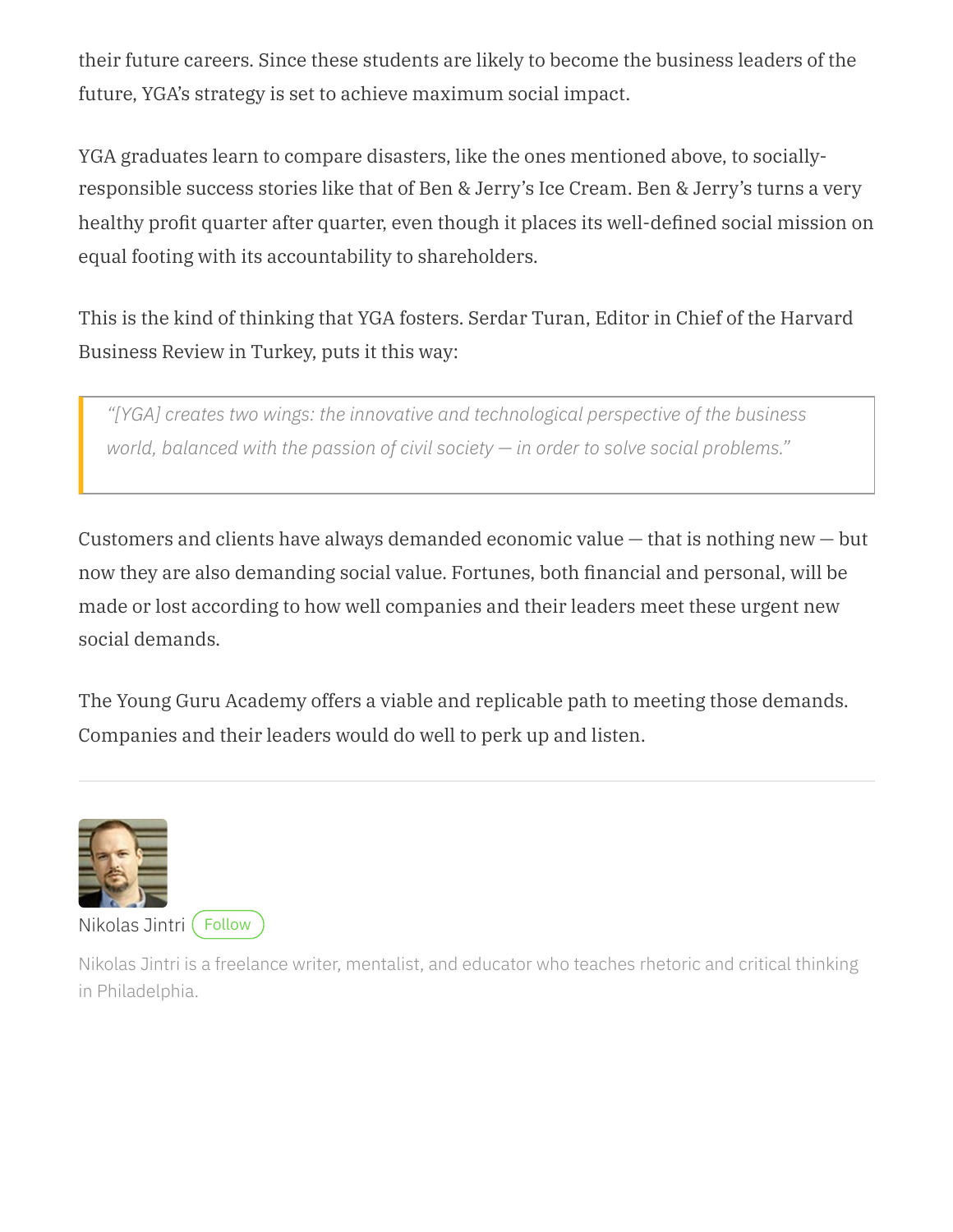their future careers. Since these students are likely to become the business leaders of the future, YGA's strategy is set to achieve maximum social impact.

YGA graduates learn to compare disasters, like the ones mentioned above, to socially-responsible success stories like that of Ben & Jerry's Ice Cream. Ben & Jerry's turns a very healthy profit quarter after quarter, even though it places its well-defined social mission on equal footing with its accountability to shareholders.

This is the kind of thinking that YGA fosters. Serdar Turan, Editor in Chief of the Harvard Business Review in Turkey, puts it this way:

> *"[YGA] creates two wings: the innovative and technological perspective of the business world, balanced with the passion of civil society — in order to solve social problems."*

Customers and clients have always demanded economic value — that is nothing new — but now they are also demanding social value. Fortunes, both financial and personal, will be made or lost according to how well companies and their leaders meet these urgent new social demands.

The Young Guru Academy offers a viable and replicable path to meeting those demands. Companies and their leaders would do well to perk up and listen.

---

Nikolas Jintri Follow

Nikolas Jintri is a freelance writer, mentalist, and educator who teaches rhetoric and critical thinking in Philadelphia.